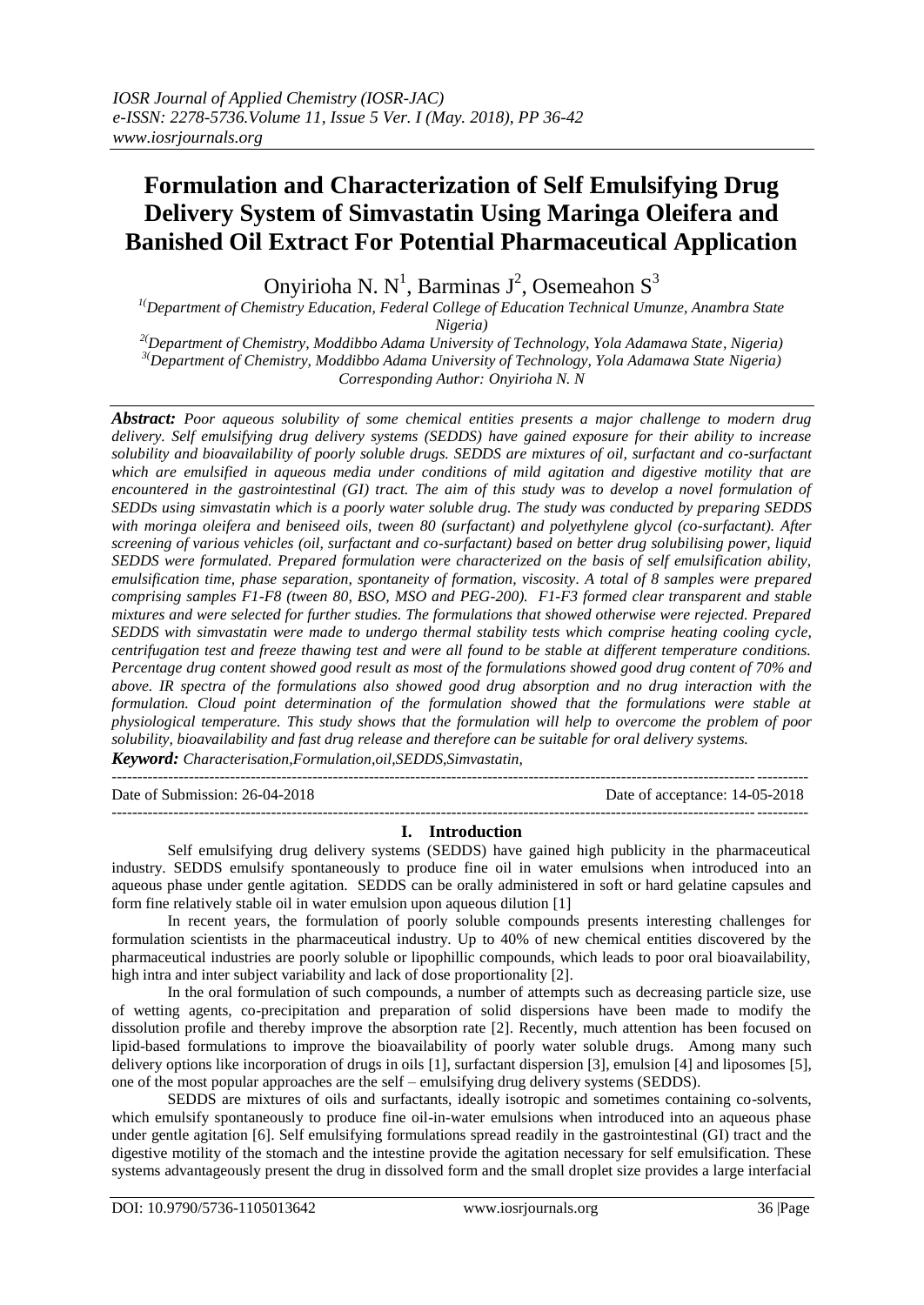# Formulation and Characterization of Self Emulsifying Drug Delivery System of Simvastatin Using Maringa Oleifera and Banished Oil Extract For Potential Pharmaceutical Application

Onyirioha N. N[1], Barminas J[2], Osemeahon S[3]

[1](Department of Chemistry Education, Federal College of Education Technical Umunze, Anambra State Nigeria)

[2](Department of Chemistry, Moddibbo Adama University of Technology, Yola Adamawa State, Nigeria)

[3](Department of Chemistry, Moddibbo Adama University of Technology, Yola Adamawa State Nigeria)

Corresponding Author: Onyirioha N. N

***Abstract:*** *Poor aqueous solubility of some chemical entities presents a major challenge to modern drug delivery. Self emulsifying drug delivery systems (SEDDS) have gained exposure for their ability to increase solubility and bioavailability of poorly soluble drugs. SEDDS are mixtures of oil, surfactant and co-surfactant which are emulsified in aqueous media under conditions of mild agitation and digestive motility that are encountered in the gastrointestinal (GI) tract. The aim of this study was to develop a novel formulation of SEDDs using simvastatin which is a poorly water soluble drug. The study was conducted by preparing SEDDS with moringa oleifera and beniseed oils, tween 80 (surfactant) and polyethylene glycol (co-surfactant). After screening of various vehicles (oil, surfactant and co-surfactant) based on better drug solubilising power, liquid SEDDS were formulated. Prepared formulation were characterized on the basis of self emulsification ability, emulsification time, phase separation, spontaneity of formation, viscosity. A total of 8 samples were prepared comprising samples F1-F8 (tween 80, BSO, MSO and PEG-200). F1-F3 formed clear transparent and stable mixtures and were selected for further studies. The formulations that showed otherwise were rejected. Prepared SEDDS with simvastatin were made to undergo thermal stability tests which comprise heating cooling cycle, centrifugation test and freeze thawing test and were all found to be stable at different temperature conditions. Percentage drug content showed good result as most of the formulations showed good drug content of 70% and above. IR spectra of the formulations also showed good drug absorption and no drug interaction with the formulation. Cloud point determination of the formulation showed that the formulations were stable at physiological temperature. This study shows that the formulation will help to overcome the problem of poor solubility, bioavailability and fast drug release and therefore can be suitable for oral delivery systems.*

***Keyword:*** *Characterisation,Formulation,oil,SEDDS,Simvastatin,*

Date of Submission: 26-04-2018 Date of acceptance: 14-05-2018

## I. Introduction

Self emulsifying drug delivery systems (SEDDS) have gained high publicity in the pharmaceutical industry. SEDDS emulsify spontaneously to produce fine oil in water emulsions when introduced into an aqueous phase under gentle agitation. SEDDS can be orally administered in soft or hard gelatine capsules and form fine relatively stable oil in water emulsion upon aqueous dilution [1]

In recent years, the formulation of poorly soluble compounds presents interesting challenges for formulation scientists in the pharmaceutical industry. Up to 40% of new chemical entities discovered by the pharmaceutical industries are poorly soluble or lipophillic compounds, which leads to poor oral bioavailability, high intra and inter subject variability and lack of dose proportionality [2].

In the oral formulation of such compounds, a number of attempts such as decreasing particle size, use of wetting agents, co-precipitation and preparation of solid dispersions have been made to modify the dissolution profile and thereby improve the absorption rate [2]. Recently, much attention has been focused on lipid-based formulations to improve the bioavailability of poorly water soluble drugs. Among many such delivery options like incorporation of drugs in oils [1], surfactant dispersion [3], emulsion [4] and liposomes [5], one of the most popular approaches are the self – emulsifying drug delivery systems (SEDDS).

SEDDS are mixtures of oils and surfactants, ideally isotropic and sometimes containing co-solvents, which emulsify spontaneously to produce fine oil-in-water emulsions when introduced into an aqueous phase under gentle agitation [6]. Self emulsifying formulations spread readily in the gastrointestinal (GI) tract and the digestive motility of the stomach and the intestine provide the agitation necessary for self emulsification. These systems advantageously present the drug in dissolved form and the small droplet size provides a large interfacial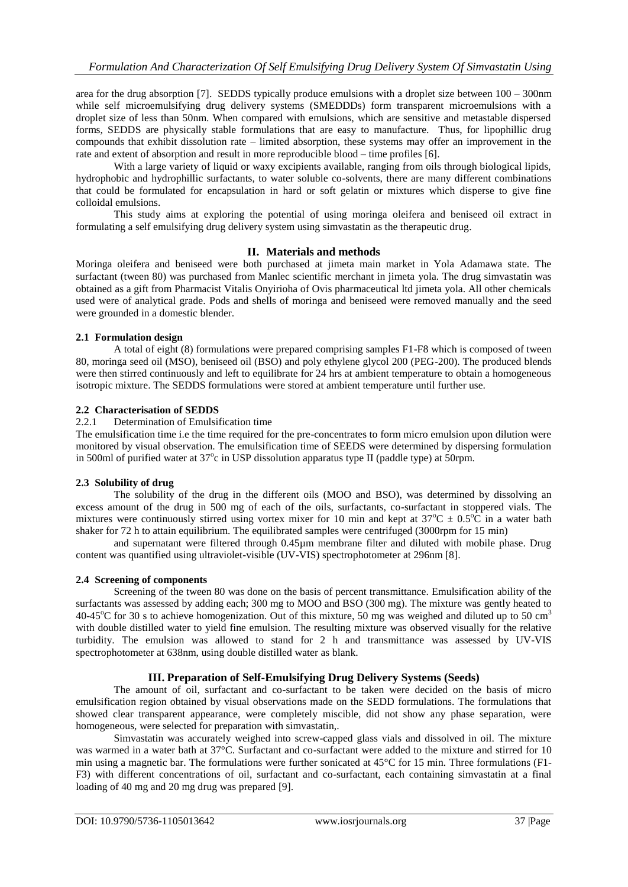area for the drug absorption [7]. SEDDS typically produce emulsions with a droplet size between 100 – 300nm while self microemulsifying drug delivery systems (SMEDDDs) form transparent microemulsions with a droplet size of less than 50nm. When compared with emulsions, which are sensitive and metastable dispersed forms, SEDDS are physically stable formulations that are easy to manufacture. Thus, for lipophillic drug compounds that exhibit dissolution rate – limited absorption, these systems may offer an improvement in the rate and extent of absorption and result in more reproducible blood – time profiles [6].

With a large variety of liquid or waxy excipients available, ranging from oils through biological lipids, hydrophobic and hydrophillic surfactants, to water soluble co-solvents, there are many different combinations that could be formulated for encapsulation in hard or soft gelatin or mixtures which disperse to give fine colloidal emulsions.

This study aims at exploring the potential of using moringa oleifera and beniseed oil extract in formulating a self emulsifying drug delivery system using simvastatin as the therapeutic drug.

## II. Materials and methods

Moringa oleifera and beniseed were both purchased at jimeta main market in Yola Adamawa state. The surfactant (tween 80) was purchased from Manlec scientific merchant in jimeta yola. The drug simvastatin was obtained as a gift from Pharmacist Vitalis Onyirioha of Ovis pharmaceutical ltd jimeta yola. All other chemicals used were of analytical grade. Pods and shells of moringa and beniseed were removed manually and the seed were grounded in a domestic blender.

### 2.1 Formulation design

A total of eight (8) formulations were prepared comprising samples F1-F8 which is composed of tween 80, moringa seed oil (MSO), beniseed oil (BSO) and poly ethylene glycol 200 (PEG-200). The produced blends were then stirred continuously and left to equilibrate for 24 hrs at ambient temperature to obtain a homogeneous isotropic mixture. The SEDDS formulations were stored at ambient temperature until further use.

### 2.2 Characterisation of SEDDS

#### 2.2.1 Determination of Emulsification time

The emulsification time i.e the time required for the pre-concentrates to form micro emulsion upon dilution were monitored by visual observation. The emulsification time of SEEDS were determined by dispersing formulation in 500ml of purified water at 37$^{o}$c in USP dissolution apparatus type II (paddle type) at 50rpm.

### 2.3 Solubility of drug

The solubility of the drug in the different oils (MOO and BSO), was determined by dissolving an excess amount of the drug in 500 mg of each of the oils, surfactants, co-surfactant in stoppered vials. The mixtures were continuously stirred using vortex mixer for 10 min and kept at 37$^{o}$C ± 0.5$^{o}$C in a water bath shaker for 72 h to attain equilibrium. The equilibrated samples were centrifuged (3000rpm for 15 min)

and supernatant were filtered through 0.45µm membrane filter and diluted with mobile phase. Drug content was quantified using ultraviolet-visible (UV-VIS) spectrophotometer at 296nm [8].

### 2.4 Screening of components

Screening of the tween 80 was done on the basis of percent transmittance. Emulsification ability of the surfactants was assessed by adding each; 300 mg to MOO and BSO (300 mg). The mixture was gently heated to 40-45$^{o}$C for 30 s to achieve homogenization. Out of this mixture, 50 mg was weighed and diluted up to 50 cm$^3$ with double distilled water to yield fine emulsion. The resulting mixture was observed visually for the relative turbidity. The emulsion was allowed to stand for 2 h and transmittance was assessed by UV-VIS spectrophotometer at 638nm, using double distilled water as blank.

## III. Preparation of Self-Emulsifying Drug Delivery Systems (Seeds)

The amount of oil, surfactant and co-surfactant to be taken were decided on the basis of micro emulsification region obtained by visual observations made on the SEDD formulations. The formulations that showed clear transparent appearance, were completely miscible, did not show any phase separation, were homogeneous, were selected for preparation with simvastatin,.

Simvastatin was accurately weighed into screw-capped glass vials and dissolved in oil. The mixture was warmed in a water bath at 37°C. Surfactant and co-surfactant were added to the mixture and stirred for 10 min using a magnetic bar. The formulations were further sonicated at 45°C for 15 min. Three formulations (F1-F3) with different concentrations of oil, surfactant and co-surfactant, each containing simvastatin at a final loading of 40 mg and 20 mg drug was prepared [9].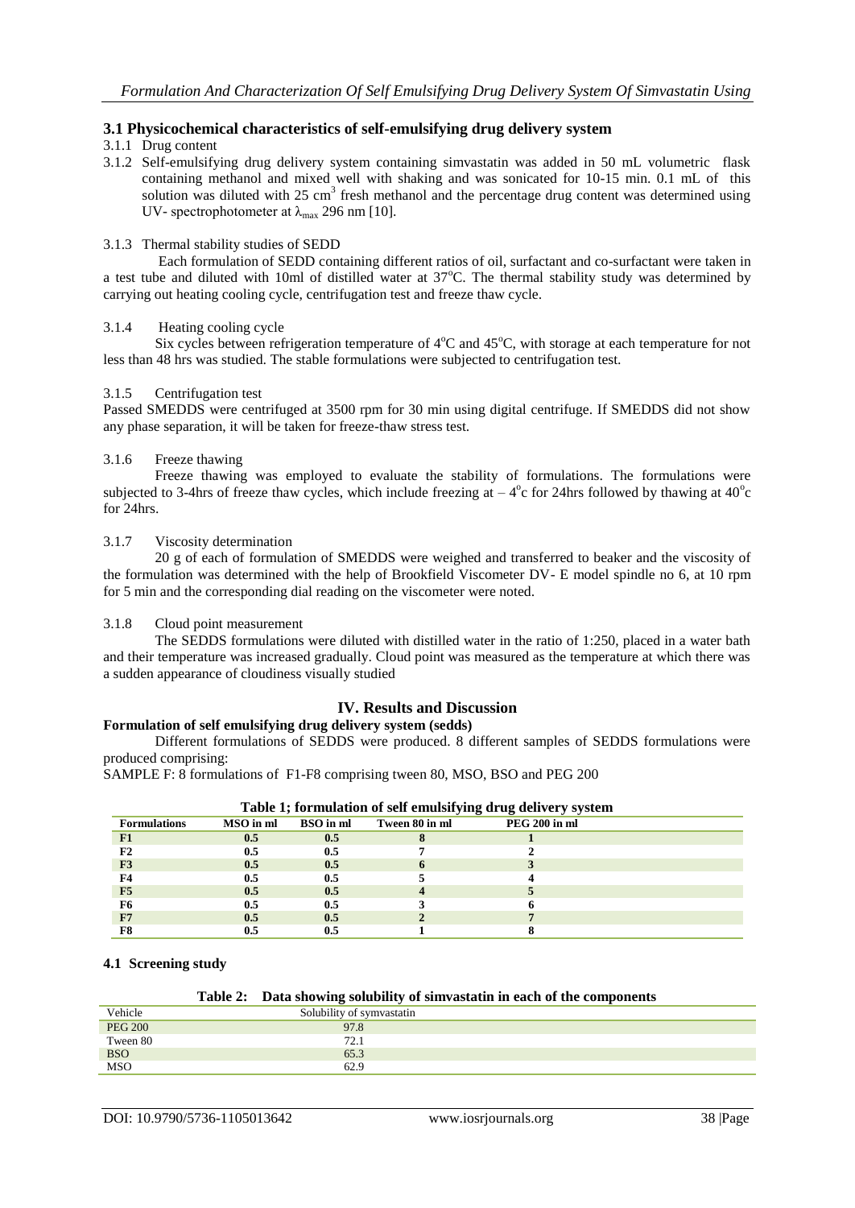## 3.1 Physicochemical characteristics of self-emulsifying drug delivery system

3.1.1 Drug content

3.1.2 Self-emulsifying drug delivery system containing simvastatin was added in 50 mL volumetric flask containing methanol and mixed well with shaking and was sonicated for 10-15 min. 0.1 mL of this solution was diluted with 25 $cm^3$ fresh methanol and the percentage drug content was determined using UV- spectrophotometer at $\lambda_{max}$ 296 nm [10].

3.1.3 Thermal stability studies of SEDD

Each formulation of SEDD containing different ratios of oil, surfactant and co-surfactant were taken in a test tube and diluted with 10ml of distilled water at 37°C. The thermal stability study was determined by carrying out heating cooling cycle, centrifugation test and freeze thaw cycle.

3.1.4 Heating cooling cycle

Six cycles between refrigeration temperature of 4°C and 45°C, with storage at each temperature for not less than 48 hrs was studied. The stable formulations were subjected to centrifugation test.

3.1.5 Centrifugation test

Passed SMEDDS were centrifuged at 3500 rpm for 30 min using digital centrifuge. If SMEDDS did not show any phase separation, it will be taken for freeze-thaw stress test.

3.1.6 Freeze thawing

Freeze thawing was employed to evaluate the stability of formulations. The formulations were subjected to 3-4hrs of freeze thaw cycles, which include freezing at – 4°c for 24hrs followed by thawing at 40°c for 24hrs.

3.1.7 Viscosity determination

20 g of each of formulation of SMEDDS were weighed and transferred to beaker and the viscosity of the formulation was determined with the help of Brookfield Viscometer DV- E model spindle no 6, at 10 rpm for 5 min and the corresponding dial reading on the viscometer were noted.

3.1.8 Cloud point measurement

The SEDDS formulations were diluted with distilled water in the ratio of 1:250, placed in a water bath and their temperature was increased gradually. Cloud point was measured as the temperature at which there was a sudden appearance of cloudiness visually studied

# IV. Results and Discussion

### Formulation of self emulsifying drug delivery system (sedds)

Different formulations of SEDDS were produced. 8 different samples of SEDDS formulations were produced comprising:

SAMPLE F: 8 formulations of F1-F8 comprising tween 80, MSO, BSO and PEG 200

**Table 1; formulation of self emulsifying drug delivery system**

| Formulations | MSO in ml | BSO in ml | Tween 80 in ml | PEG 200 in ml |
|---|---|---|---|---|
| F1 | 0.5 | 0.5 | 8 | 1 |
| F2 | 0.5 | 0.5 | 7 | 2 |
| F3 | 0.5 | 0.5 | 6 | 3 |
| F4 | 0.5 | 0.5 | 5 | 4 |
| F5 | 0.5 | 0.5 | 4 | 5 |
| F6 | 0.5 | 0.5 | 3 | 6 |
| F7 | 0.5 | 0.5 | 2 | 7 |
| F8 | 0.5 | 0.5 | 1 | 8 |

### 4.1 Screening study

**Table 2: Data showing solubility of simvastatin in each of the components**

| Vehicle | Solubility of symvastatin |
|---|---|
| PEG 200 | 97.8 |
| Tween 80 | 72.1 |
| BSO | 65.3 |
| MSO | 62.9 |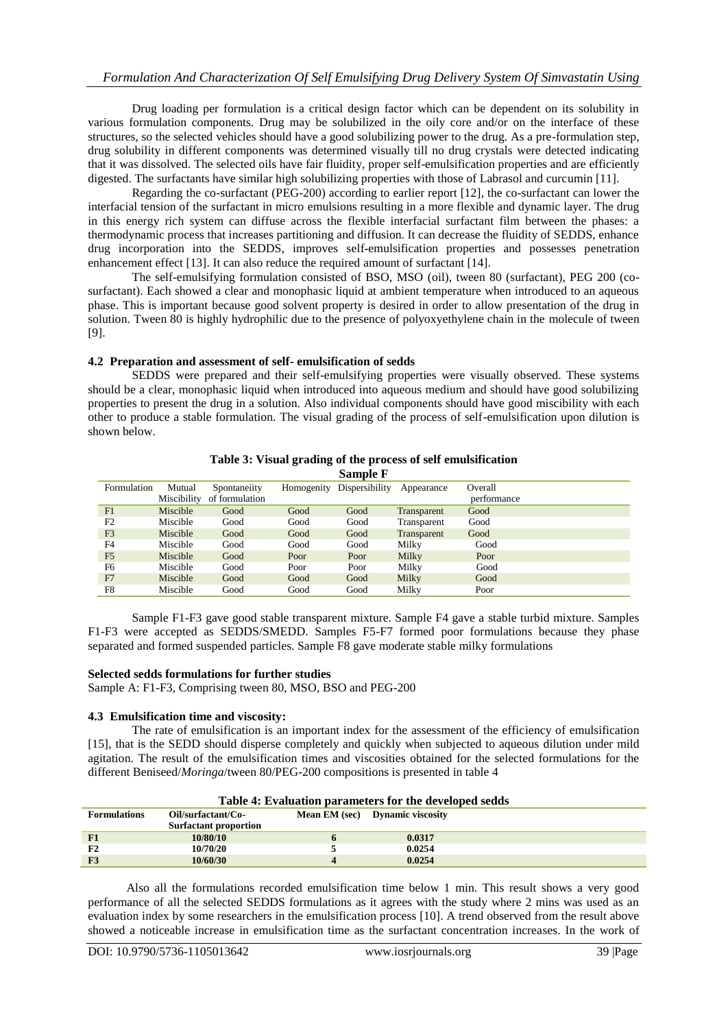Drug loading per formulation is a critical design factor which can be dependent on its solubility in various formulation components. Drug may be solubilized in the oily core and/or on the interface of these structures, so the selected vehicles should have a good solubilizing power to the drug. As a pre-formulation step, drug solubility in different components was determined visually till no drug crystals were detected indicating that it was dissolved. The selected oils have fair fluidity, proper self-emulsification properties and are efficiently digested. The surfactants have similar high solubilizing properties with those of Labrasol and curcumin [11].

Regarding the co-surfactant (PEG-200) according to earlier report [12], the co-surfactant can lower the interfacial tension of the surfactant in micro emulsions resulting in a more flexible and dynamic layer. The drug in this energy rich system can diffuse across the flexible interfacial surfactant film between the phases: a thermodynamic process that increases partitioning and diffusion. It can decrease the fluidity of SEDDS, enhance drug incorporation into the SEDDS, improves self-emulsification properties and possesses penetration enhancement effect [13]. It can also reduce the required amount of surfactant [14].

The self-emulsifying formulation consisted of BSO, MSO (oil), tween 80 (surfactant), PEG 200 (co-surfactant). Each showed a clear and monophasic liquid at ambient temperature when introduced to an aqueous phase. This is important because good solvent property is desired in order to allow presentation of the drug in solution. Tween 80 is highly hydrophilic due to the presence of polyoxyethylene chain in the molecule of tween [9].

### 4.2 Preparation and assessment of self- emulsification of sedds

SEDDS were prepared and their self-emulsifying properties were visually observed. These systems should be a clear, monophasic liquid when introduced into aqueous medium and should have good solubilizing properties to present the drug in a solution. Also individual components should have good miscibility with each other to produce a stable formulation. The visual grading of the process of self-emulsification upon dilution is shown below.

**Table 3: Visual grading of the process of self emulsification**

**Sample F**

| Formulation | Mutual Miscibility | Spontaneiity of formulation | Homogenity | Dispersibility | Appearance | Overall performance |
|---|---|---|---|---|---|---|
| F1 | Miscible | Good | Good | Good | Transparent | Good |
| F2 | Miscible | Good | Good | Good | Transparent | Good |
| F3 | Miscible | Good | Good | Good | Transparent | Good |
| F4 | Miscible | Good | Good | Good | Milky | Good |
| F5 | Miscible | Good | Poor | Poor | Milky | Poor |
| F6 | Miscible | Good | Poor | Poor | Milky | Good |
| F7 | Miscible | Good | Good | Good | Milky | Good |
| F8 | Miscible | Good | Good | Good | Milky | Poor |

Sample F1-F3 gave good stable transparent mixture. Sample F4 gave a stable turbid mixture. Samples F1-F3 were accepted as SEDDS/SMEDD. Samples F5-F7 formed poor formulations because they phase separated and formed suspended particles. Sample F8 gave moderate stable milky formulations

**Selected sedds formulations for further studies**

Sample A: F1-F3, Comprising tween 80, MSO, BSO and PEG-200

### 4.3 Emulsification time and viscosity:

The rate of emulsification is an important index for the assessment of the efficiency of emulsification [15], that is the SEDD should disperse completely and quickly when subjected to aqueous dilution under mild agitation. The result of the emulsification times and viscosities obtained for the selected formulations for the different Beniseed/*Moringa*/tween 80/PEG-200 compositions is presented in table 4

**Table 4: Evaluation parameters for the developed sedds**

| Formulations | Oil/surfactant/Co-Surfactant proportion | Mean EM (sec) | Dynamic viscosity |
|---|---|---|---|
| **F1** | **10/80/10** | **6** | **0.0317** |
| **F2** | **10/70/20** | **5** | **0.0254** |
| **F3** | **10/60/30** | **4** | **0.0254** |

Also all the formulations recorded emulsification time below 1 min. This result shows a very good performance of all the selected SEDDS formulations as it agrees with the study where 2 mins was used as an evaluation index by some researchers in the emulsification process [10]. A trend observed from the result above showed a noticeable increase in emulsification time as the surfactant concentration increases. In the work of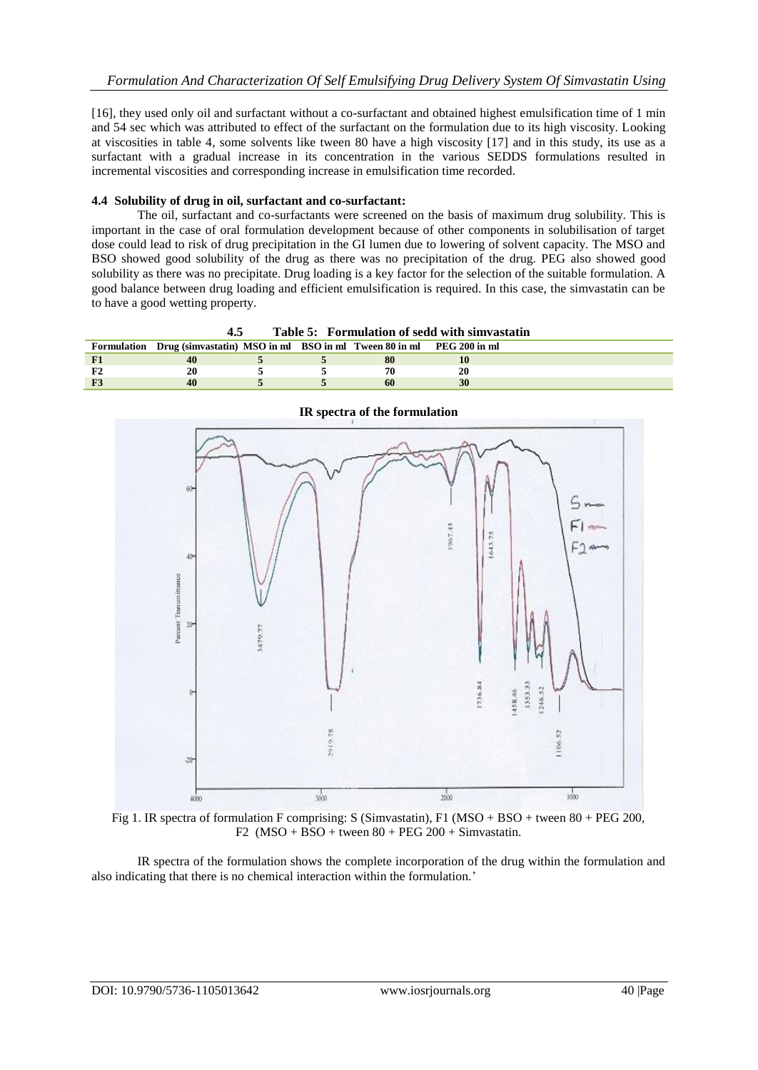[16], they used only oil and surfactant without a co-surfactant and obtained highest emulsification time of 1 min and 54 sec which was attributed to effect of the surfactant on the formulation due to its high viscosity. Looking at viscosities in table 4, some solvents like tween 80 have a high viscosity [17] and in this study, its use as a surfactant with a gradual increase in its concentration in the various SEDDS formulations resulted in incremental viscosities and corresponding increase in emulsification time recorded.

### 4.4 Solubility of drug in oil, surfactant and co-surfactant:

The oil, surfactant and co-surfactants were screened on the basis of maximum drug solubility. This is important in the case of oral formulation development because of other components in solubilisation of target dose could lead to risk of drug precipitation in the GI lumen due to lowering of solvent capacity. The MSO and BSO showed good solubility of the drug as there was no precipitation of the drug. PEG also showed good solubility as there was no precipitate. Drug loading is a key factor for the selection of the suitable formulation. A good balance between drug loading and efficient emulsification is required. In this case, the simvastatin can be to have a good wetting property.

### 4.5 Table 5: Formulation of sedd with simvastatin

| Formulation | Drug (simvastatin) | MSO in ml | BSO in ml | Tween 80 in ml | PEG 200 in ml |
|---|---|---|---|---|---|
| F1 | 40 | 5 | 5 | 80 | 10 |
| F2 | 20 | 5 | 5 | 70 | 20 |
| F3 | 40 | 5 | 5 | 60 | 30 |

**IR spectra of the formulation**

Fig 1. IR spectra of formulation F comprising: S (Simvastatin), F1 (MSO + BSO + tween 80 + PEG 200, F2 (MSO + BSO + tween 80 + PEG 200 + Simvastatin.

IR spectra of the formulation shows the complete incorporation of the drug within the formulation and also indicating that there is no chemical interaction within the formulation.'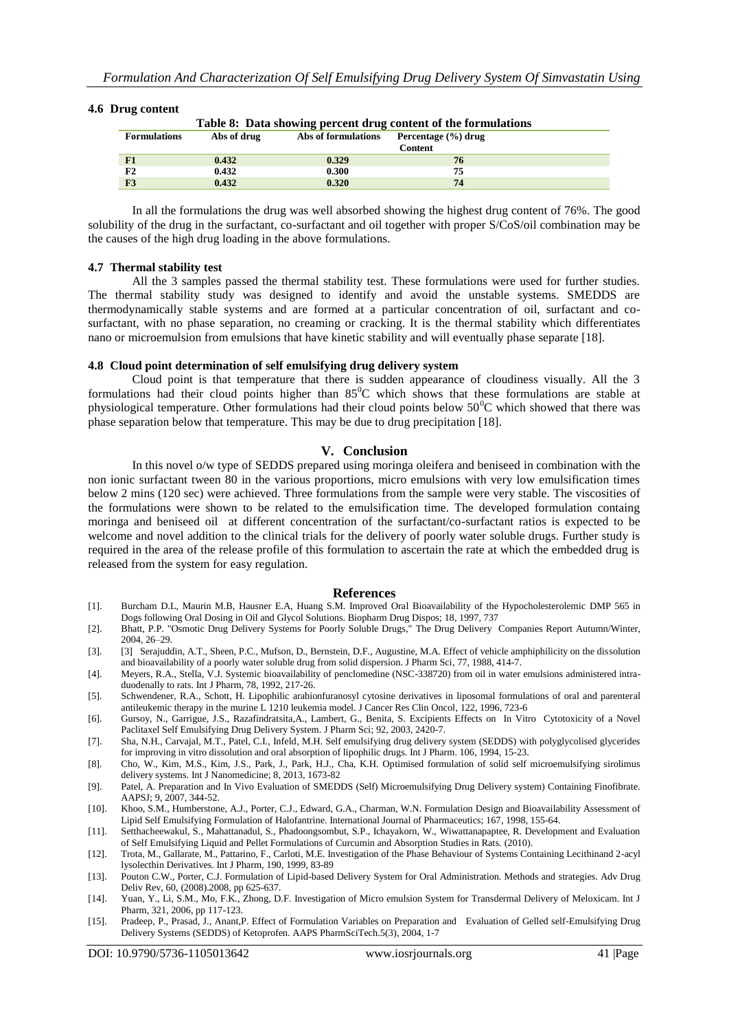### 4.6 Drug content

Table 8: Data showing percent drug content of the formulations

| Formulations | Abs of drug | Abs of formulations | Percentage (%) drug Content |
|---|---|---|---|
| F1 | 0.432 | 0.329 | 76 |
| F2 | 0.432 | 0.300 | 75 |
| F3 | 0.432 | 0.320 | 74 |

In all the formulations the drug was well absorbed showing the highest drug content of 76%. The good solubility of the drug in the surfactant, co-surfactant and oil together with proper S/CoS/oil combination may be the causes of the high drug loading in the above formulations.

### 4.7 Thermal stability test

All the 3 samples passed the thermal stability test. These formulations were used for further studies. The thermal stability study was designed to identify and avoid the unstable systems. SMEDDS are thermodynamically stable systems and are formed at a particular concentration of oil, surfactant and co-surfactant, with no phase separation, no creaming or cracking. It is the thermal stability which differentiates nano or microemulsion from emulsions that have kinetic stability and will eventually phase separate [18].

### 4.8 Cloud point determination of self emulsifying drug delivery system

Cloud point is that temperature that there is sudden appearance of cloudiness visually. All the 3 formulations had their cloud points higher than $85^0$C which shows that these formulations are stable at physiological temperature. Other formulations had their cloud points below $50^0$C which showed that there was phase separation below that temperature. This may be due to drug precipitation [18].

## V. Conclusion

In this novel o/w type of SEDDS prepared using moringa oleifera and beniseed in combination with the non ionic surfactant tween 80 in the various proportions, micro emulsions with very low emulsification times below 2 mins (120 sec) were achieved. Three formulations from the sample were very stable. The viscosities of the formulations were shown to be related to the emulsification time. The developed formulation containg moringa and beniseed oil at different concentration of the surfactant/co-surfactant ratios is expected to be welcome and novel addition to the clinical trials for the delivery of poorly water soluble drugs. Further study is required in the area of the release profile of this formulation to ascertain the rate at which the embedded drug is released from the system for easy regulation.

## References

[1]. Burcham D.L, Maurin M.B, Hausner E.A, Huang S.M. Improved Oral Bioavailability of the Hypocholesterolemic DMP 565 in Dogs following Oral Dosing in Oil and Glycol Solutions. Biopharm Drug Dispos; 18, 1997, 737

[2]. Bhatt, P.P. "Osmotic Drug Delivery Systems for Poorly Soluble Drugs," The Drug Delivery Companies Report Autumn/Winter, 2004, 26–29.

[3]. [3] Serajuddin, A.T., Sheen, P.C., Mufson, D., Bernstein, D.F., Augustine, M.A. Effect of vehicle amphiphilicity on the dissolution and bioavailability of a poorly water soluble drug from solid dispersion. J Pharm Sci, 77, 1988, 414-7.

[4]. Meyers, R.A., Stella, V.J. Systemic bioavailability of penclomedine (NSC-338720) from oil in water emulsions administered intra-duodenally to rats. Int J Pharm, 78, 1992, 217-26.

[5]. Schwendener, R.A., Schott, H. Lipophilic arabionfuranosyl cytosine derivatives in liposomal formulations of oral and parenteral antileukemic therapy in the murine L 1210 leukemia model. J Cancer Res Clin Oncol, 122, 1996, 723-6

[6]. Gursoy, N., Garrigue, J.S., Razafindratsita,A., Lambert, G., Benita, S. Excipients Effects on In Vitro Cytotoxicity of a Novel Paclitaxel Self Emulsifying Drug Delivery System. J Pharm Sci; 92, 2003, 2420-7.

[7]. Sha, N.H., Carvajal, M.T., Patel, C.I., Infeld, M.H. Self emulsifying drug delivery system (SEDDS) with polyglycolised glycerides for improving in vitro dissolution and oral absorption of lipophilic drugs. Int J Pharm. 106, 1994, 15-23.

[8]. Cho, W., Kim, M.S., Kim, J.S., Park, J., Park, H.J., Cha, K.H. Optimised formulation of solid self microemulsifying sirolimus delivery systems. Int J Nanomedicine; 8, 2013, 1673-82

[9]. Patel, A. Preparation and In Vivo Evaluation of SMEDDS (Self) Microemulsifying Drug Delivery system) Containing Finofibrate. AAPSJ; 9, 2007, 344-52.

[10]. Khoo, S.M., Humberstone, A.J., Porter, C.J., Edward, G.A., Charman, W.N. Formulation Design and Bioavailability Assessment of Lipid Self Emulsifying Formulation of Halofantrine. International Journal of Pharmaceutics; 167, 1998, 155-64.

[11]. Setthacheewakul, S., Mahattanadul, S., Phadoongsombut, S.P., Ichayakorn, W., Wiwattanapaptee, R. Development and Evaluation of Self Emulsifying Liquid and Pellet Formulations of Curcumin and Absorption Studies in Rats. (2010).

[12]. Trota, M., Gallarate, M., Pattarino, F., Carloti, M.E. Investigation of the Phase Behaviour of Systems Containing Lecithinand 2-acyl lysolecthin Derivatives. Int J Pharm, 190, 1999, 83-89

[13]. Pouton C.W., Porter, C.J. Formulation of Lipid-based Delivery System for Oral Administration. Methods and strategies. Adv Drug Deliv Rev, 60, (2008).2008, pp 625-637.

[14]. Yuan, Y., Li, S.M., Mo, F.K., Zhong, D.F. Investigation of Micro emulsion System for Transdermal Delivery of Meloxicam. Int J Pharm, 321, 2006, pp 117-123.

[15]. Pradeep, P., Prasad, J., Anant,P. Effect of Formulation Variables on Preparation and Evaluation of Gelled self-Emulsifying Drug Delivery Systems (SEDDS) of Ketoprofen. AAPS PharmSciTech.5(3), 2004, 1-7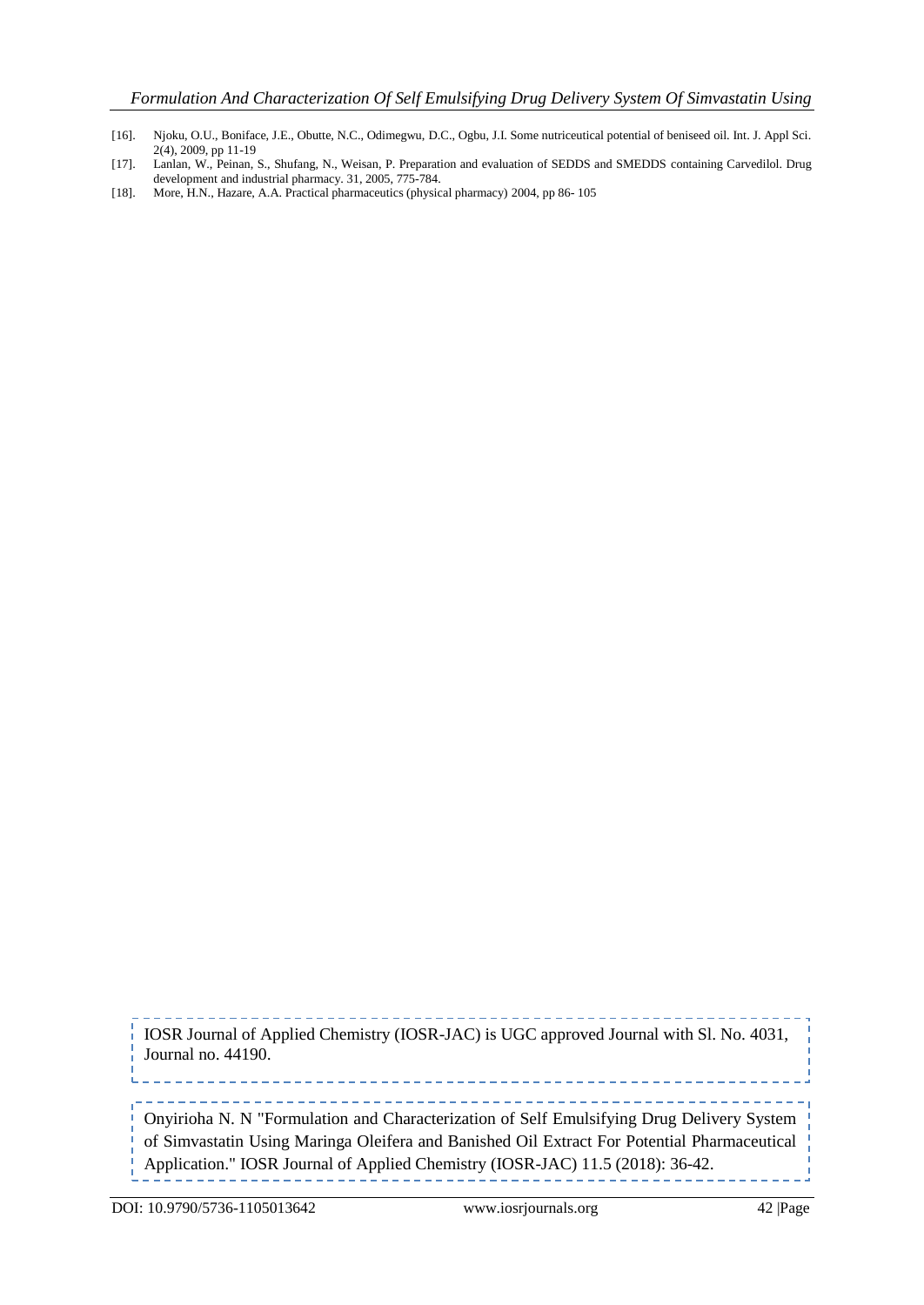[16]. Njoku, O.U., Boniface, J.E., Obutte, N.C., Odimegwu, D.C., Ogbu, J.I. Some nutriceutical potential of beniseed oil. Int. J. Appl Sci. 2(4), 2009, pp 11-19

[17]. Lanlan, W., Peinan, S., Shufang, N., Weisan, P. Preparation and evaluation of SEDDS and SMEDDS containing Carvedilol. Drug development and industrial pharmacy. 31, 2005, 775-784.

[18]. More, H.N., Hazare, A.A. Practical pharmaceutics (physical pharmacy) 2004, pp 86- 105

IOSR Journal of Applied Chemistry (IOSR-JAC) is UGC approved Journal with Sl. No. 4031, Journal no. 44190.

Onyirioha N. N "Formulation and Characterization of Self Emulsifying Drug Delivery System of Simvastatin Using Maringa Oleifera and Banished Oil Extract For Potential Pharmaceutical Application." IOSR Journal of Applied Chemistry (IOSR-JAC) 11.5 (2018): 36-42.